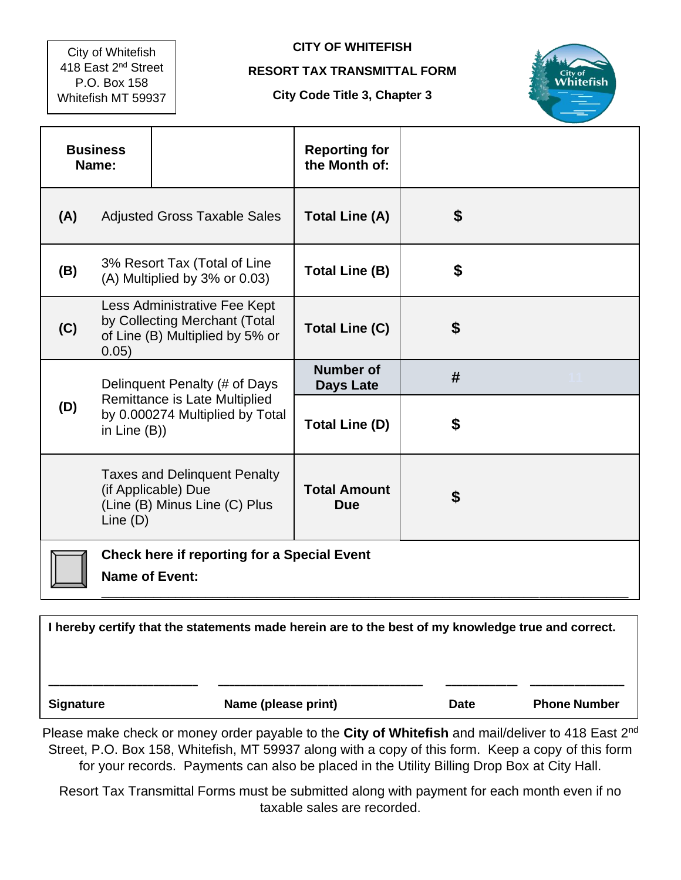City of Whitefish
418 East 2nd Street
P.O. Box 158
Whitefish MT 59937

**CITY OF WHITEFISH**

**RESORT TAX TRANSMITTAL FORM**

**City Code Title 3, Chapter 3**

| **Business Name:** | | **Reporting for the Month of:** | |
|---|---|---|---|
| **(A)** | Adjusted Gross Taxable Sales | **Total Line (A)** | **$** |
| **(B)** | 3% Resort Tax (Total of Line (A) Multiplied by 3% or 0.03) | **Total Line (B)** | **$** |
| **(C)** | Less Administrative Fee Kept by Collecting Merchant (Total of Line (B) Multiplied by 5% or 0.05) | **Total Line (C)** | **$** |
| **(D)** | Delinquent Penalty (# of Days Remittance is Late Multiplied by 0.000274 Multiplied by Total in Line (B)) | **Number of Days Late** | **#** |
| | | **Total Line (D)** | **$** |
| | Taxes and Delinquent Penalty (if Applicable) Due (Line (B) Minus Line (C) Plus Line (D)) | **Total Amount Due** | **$** |

☐ **Check here if reporting for a Special Event**

**Name of Event:** ____________________________________________

**I hereby certify that the statements made herein are to the best of my knowledge true and correct.**

| ____________________ | ____________________ | __________ | ____________ |
|---|---|---|---|
| **Signature** | **Name (please print)** | **Date** | **Phone Number** |

Please make check or money order payable to the **City of Whitefish** and mail/deliver to 418 East 2nd Street, P.O. Box 158, Whitefish, MT 59937 along with a copy of this form. Keep a copy of this form for your records. Payments can also be placed in the Utility Billing Drop Box at City Hall.

Resort Tax Transmittal Forms must be submitted along with payment for each month even if no taxable sales are recorded.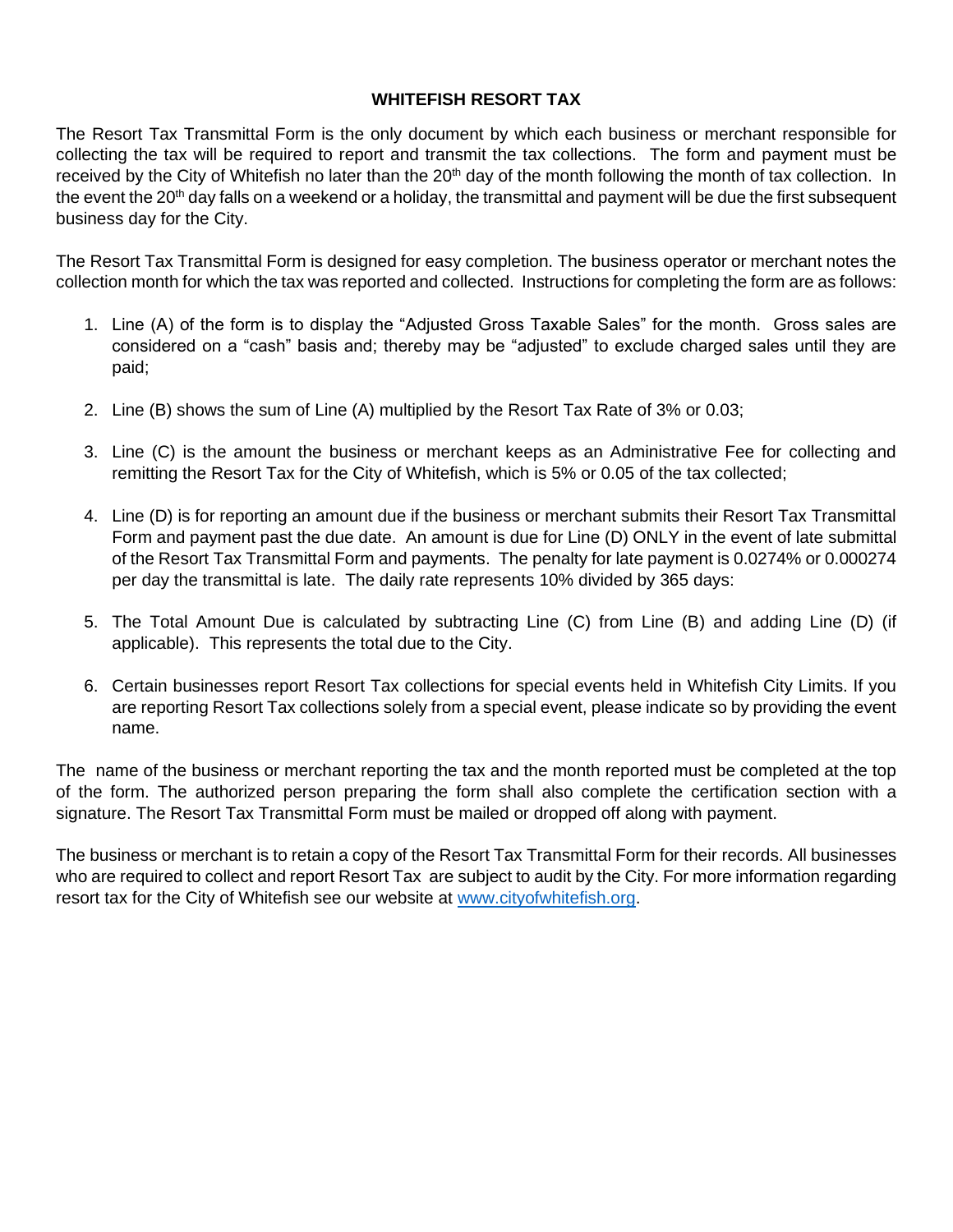# WHITEFISH RESORT TAX

The Resort Tax Transmittal Form is the only document by which each business or merchant responsible for collecting the tax will be required to report and transmit the tax collections. The form and payment must be received by the City of Whitefish no later than the 20th day of the month following the month of tax collection. In the event the 20th day falls on a weekend or a holiday, the transmittal and payment will be due the first subsequent business day for the City.

The Resort Tax Transmittal Form is designed for easy completion. The business operator or merchant notes the collection month for which the tax was reported and collected. Instructions for completing the form are as follows:

1. Line (A) of the form is to display the "Adjusted Gross Taxable Sales" for the month. Gross sales are considered on a "cash" basis and; thereby may be "adjusted" to exclude charged sales until they are paid;
2. Line (B) shows the sum of Line (A) multiplied by the Resort Tax Rate of 3% or 0.03;
3. Line (C) is the amount the business or merchant keeps as an Administrative Fee for collecting and remitting the Resort Tax for the City of Whitefish, which is 5% or 0.05 of the tax collected;
4. Line (D) is for reporting an amount due if the business or merchant submits their Resort Tax Transmittal Form and payment past the due date. An amount is due for Line (D) ONLY in the event of late submittal of the Resort Tax Transmittal Form and payments. The penalty for late payment is 0.0274% or 0.000274 per day the transmittal is late. The daily rate represents 10% divided by 365 days:
5. The Total Amount Due is calculated by subtracting Line (C) from Line (B) and adding Line (D) (if applicable). This represents the total due to the City.
6. Certain businesses report Resort Tax collections for special events held in Whitefish City Limits. If you are reporting Resort Tax collections solely from a special event, please indicate so by providing the event name.

The name of the business or merchant reporting the tax and the month reported must be completed at the top of the form. The authorized person preparing the form shall also complete the certification section with a signature. The Resort Tax Transmittal Form must be mailed or dropped off along with payment.

The business or merchant is to retain a copy of the Resort Tax Transmittal Form for their records. All businesses who are required to collect and report Resort Tax are subject to audit by the City. For more information regarding resort tax for the City of Whitefish see our website at [www.cityofwhitefish.org](http://www.cityofwhitefish.org).